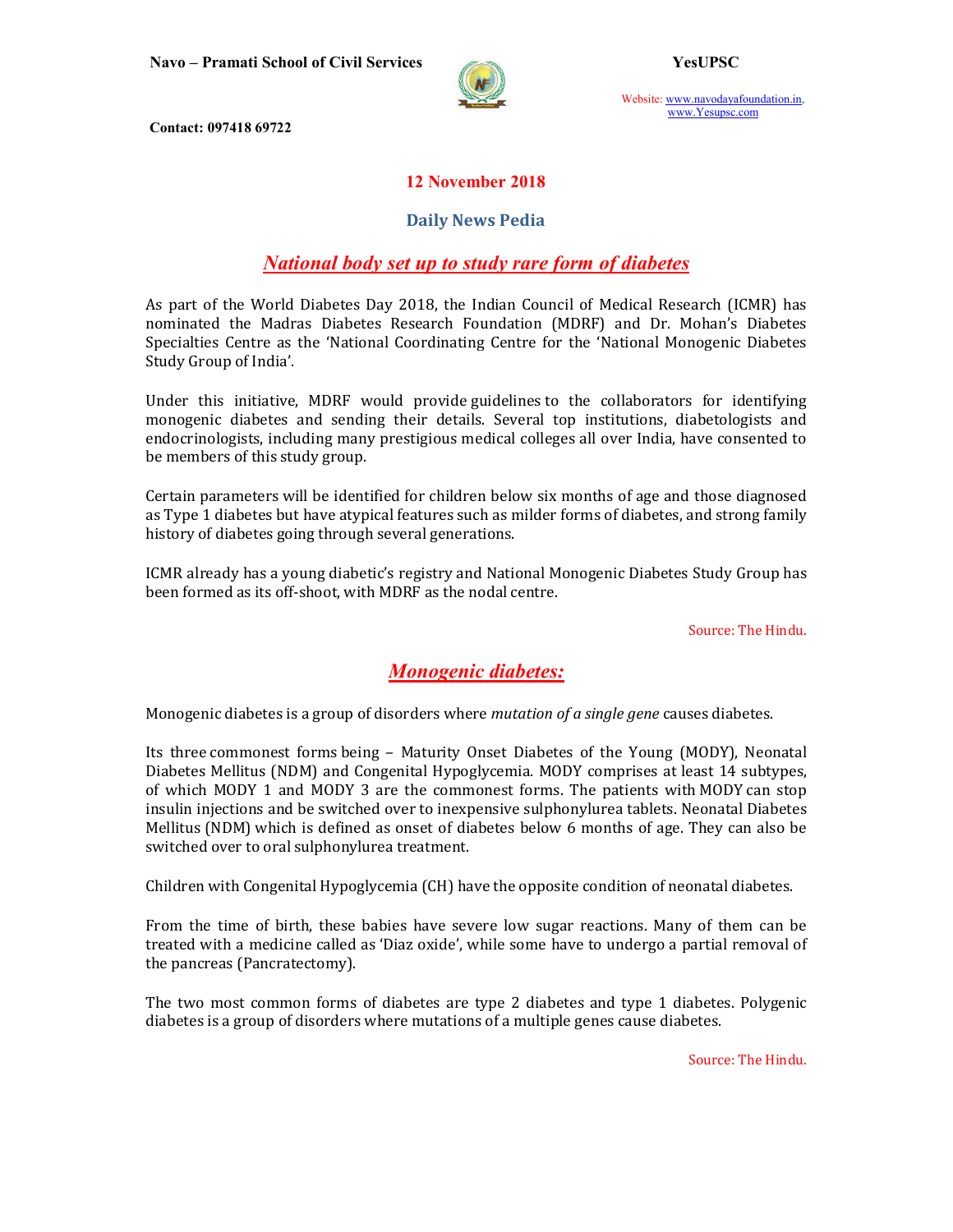**Navo – Pramati School of Civil Services** **YesUPSC**

Website: www.navodayafoundation.in, www.Yesupsc.com

**Contact: 097418 69722**

**12 November 2018**

**Daily News Pedia**

## *National body set up to study rare form of diabetes*

As part of the World Diabetes Day 2018, the Indian Council of Medical Research (ICMR) has nominated the Madras Diabetes Research Foundation (MDRF) and Dr. Mohan's Diabetes Specialties Centre as the 'National Coordinating Centre for the 'National Monogenic Diabetes Study Group of India'.

Under this initiative, MDRF would provide guidelines to the collaborators for identifying monogenic diabetes and sending their details. Several top institutions, diabetologists and endocrinologists, including many prestigious medical colleges all over India, have consented to be members of this study group.

Certain parameters will be identified for children below six months of age and those diagnosed as Type 1 diabetes but have atypical features such as milder forms of diabetes, and strong family history of diabetes going through several generations.

ICMR already has a young diabetic's registry and National Monogenic Diabetes Study Group has been formed as its off-shoot, with MDRF as the nodal centre.

Source: The Hindu.

## *Monogenic diabetes:*

Monogenic diabetes is a group of disorders where *mutation of a single gene* causes diabetes.

Its three commonest forms being – Maturity Onset Diabetes of the Young (MODY), Neonatal Diabetes Mellitus (NDM) and Congenital Hypoglycemia. MODY comprises at least 14 subtypes, of which MODY 1 and MODY 3 are the commonest forms. The patients with MODY can stop insulin injections and be switched over to inexpensive sulphonylurea tablets. Neonatal Diabetes Mellitus (NDM) which is defined as onset of diabetes below 6 months of age. They can also be switched over to oral sulphonylurea treatment.

Children with Congenital Hypoglycemia (CH) have the opposite condition of neonatal diabetes.

From the time of birth, these babies have severe low sugar reactions. Many of them can be treated with a medicine called as 'Diaz oxide', while some have to undergo a partial removal of the pancreas (Pancratectomy).

The two most common forms of diabetes are type 2 diabetes and type 1 diabetes. Polygenic diabetes is a group of disorders where mutations of a multiple genes cause diabetes.

Source: The Hindu.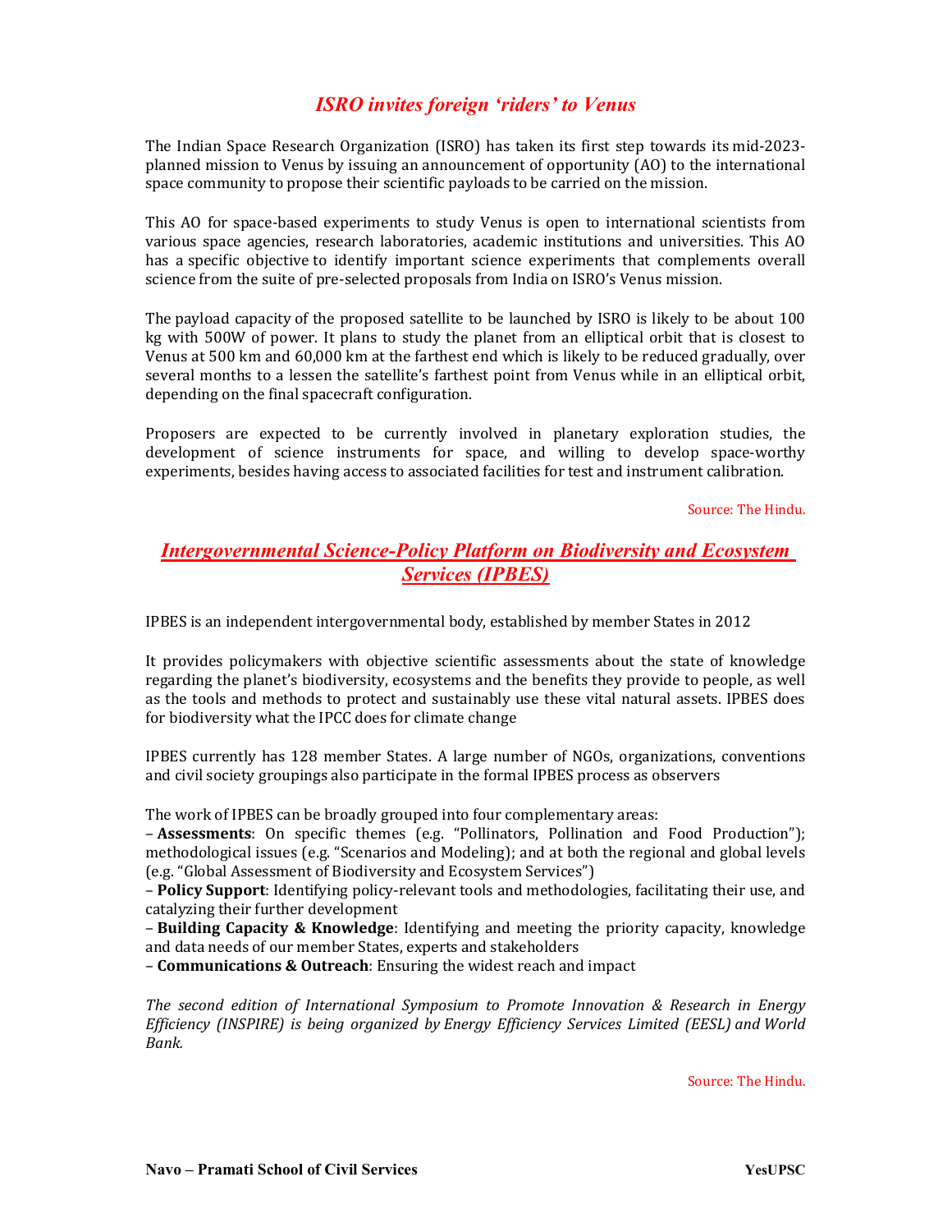## *ISRO invites foreign 'riders' to Venus*

The Indian Space Research Organization (ISRO) has taken its first step towards its mid-2023-planned mission to Venus by issuing an announcement of opportunity (AO) to the international space community to propose their scientific payloads to be carried on the mission.

This AO for space-based experiments to study Venus is open to international scientists from various space agencies, research laboratories, academic institutions and universities. This AO has a specific objective to identify important science experiments that complements overall science from the suite of pre-selected proposals from India on ISRO's Venus mission.

The payload capacity of the proposed satellite to be launched by ISRO is likely to be about 100 kg with 500W of power. It plans to study the planet from an elliptical orbit that is closest to Venus at 500 km and 60,000 km at the farthest end which is likely to be reduced gradually, over several months to a lessen the satellite's farthest point from Venus while in an elliptical orbit, depending on the final spacecraft configuration.

Proposers are expected to be currently involved in planetary exploration studies, the development of science instruments for space, and willing to develop space-worthy experiments, besides having access to associated facilities for test and instrument calibration.

Source: The Hindu.

## *Intergovernmental Science-Policy Platform on Biodiversity and Ecosystem Services (IPBES)*

IPBES is an independent intergovernmental body, established by member States in 2012

It provides policymakers with objective scientific assessments about the state of knowledge regarding the planet's biodiversity, ecosystems and the benefits they provide to people, as well as the tools and methods to protect and sustainably use these vital natural assets. IPBES does for biodiversity what the IPCC does for climate change

IPBES currently has 128 member States. A large number of NGOs, organizations, conventions and civil society groupings also participate in the formal IPBES process as observers

The work of IPBES can be broadly grouped into four complementary areas:

– **Assessments**: On specific themes (e.g. "Pollinators, Pollination and Food Production"); methodological issues (e.g. "Scenarios and Modeling); and at both the regional and global levels (e.g. "Global Assessment of Biodiversity and Ecosystem Services")
– **Policy Support**: Identifying policy-relevant tools and methodologies, facilitating their use, and catalyzing their further development
– **Building Capacity & Knowledge**: Identifying and meeting the priority capacity, knowledge and data needs of our member States, experts and stakeholders
– **Communications & Outreach**: Ensuring the widest reach and impact

*The second edition of International Symposium to Promote Innovation & Research in Energy Efficiency (INSPIRE) is being organized by Energy Efficiency Services Limited (EESL) and World Bank.*

Source: The Hindu.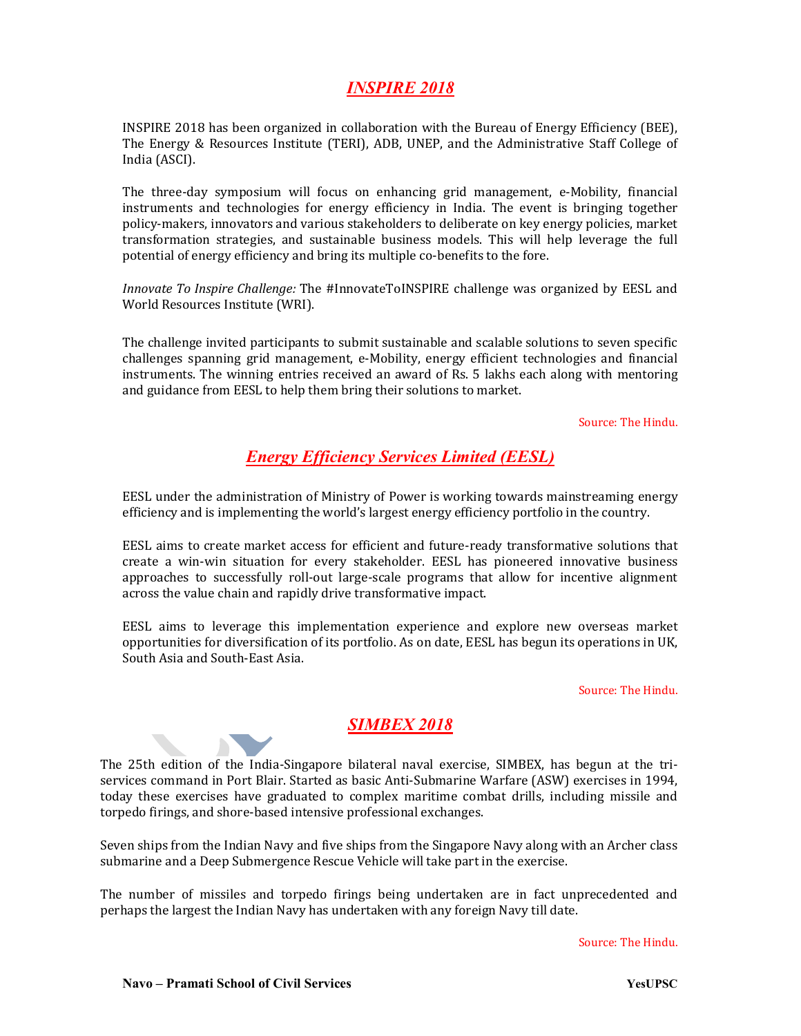## *INSPIRE 2018*

INSPIRE 2018 has been organized in collaboration with the Bureau of Energy Efficiency (BEE), The Energy & Resources Institute (TERI), ADB, UNEP, and the Administrative Staff College of India (ASCI).

The three-day symposium will focus on enhancing grid management, e-Mobility, financial instruments and technologies for energy efficiency in India. The event is bringing together policy-makers, innovators and various stakeholders to deliberate on key energy policies, market transformation strategies, and sustainable business models. This will help leverage the full potential of energy efficiency and bring its multiple co-benefits to the fore.

*Innovate To Inspire Challenge:* The #InnovateToINSPIRE challenge was organized by EESL and World Resources Institute (WRI).

The challenge invited participants to submit sustainable and scalable solutions to seven specific challenges spanning grid management, e-Mobility, energy efficient technologies and financial instruments. The winning entries received an award of Rs. 5 lakhs each along with mentoring and guidance from EESL to help them bring their solutions to market.

Source: The Hindu.

## *Energy Efficiency Services Limited (EESL)*

EESL under the administration of Ministry of Power is working towards mainstreaming energy efficiency and is implementing the world's largest energy efficiency portfolio in the country.

EESL aims to create market access for efficient and future-ready transformative solutions that create a win-win situation for every stakeholder. EESL has pioneered innovative business approaches to successfully roll-out large-scale programs that allow for incentive alignment across the value chain and rapidly drive transformative impact.

EESL aims to leverage this implementation experience and explore new overseas market opportunities for diversification of its portfolio. As on date, EESL has begun its operations in UK, South Asia and South-East Asia.

Source: The Hindu.

## *SIMBEX 2018*

The 25th edition of the India-Singapore bilateral naval exercise, SIMBEX, has begun at the tri-services command in Port Blair. Started as basic Anti-Submarine Warfare (ASW) exercises in 1994, today these exercises have graduated to complex maritime combat drills, including missile and torpedo firings, and shore-based intensive professional exchanges.

Seven ships from the Indian Navy and five ships from the Singapore Navy along with an Archer class submarine and a Deep Submergence Rescue Vehicle will take part in the exercise.

The number of missiles and torpedo firings being undertaken are in fact unprecedented and perhaps the largest the Indian Navy has undertaken with any foreign Navy till date.

Source: The Hindu.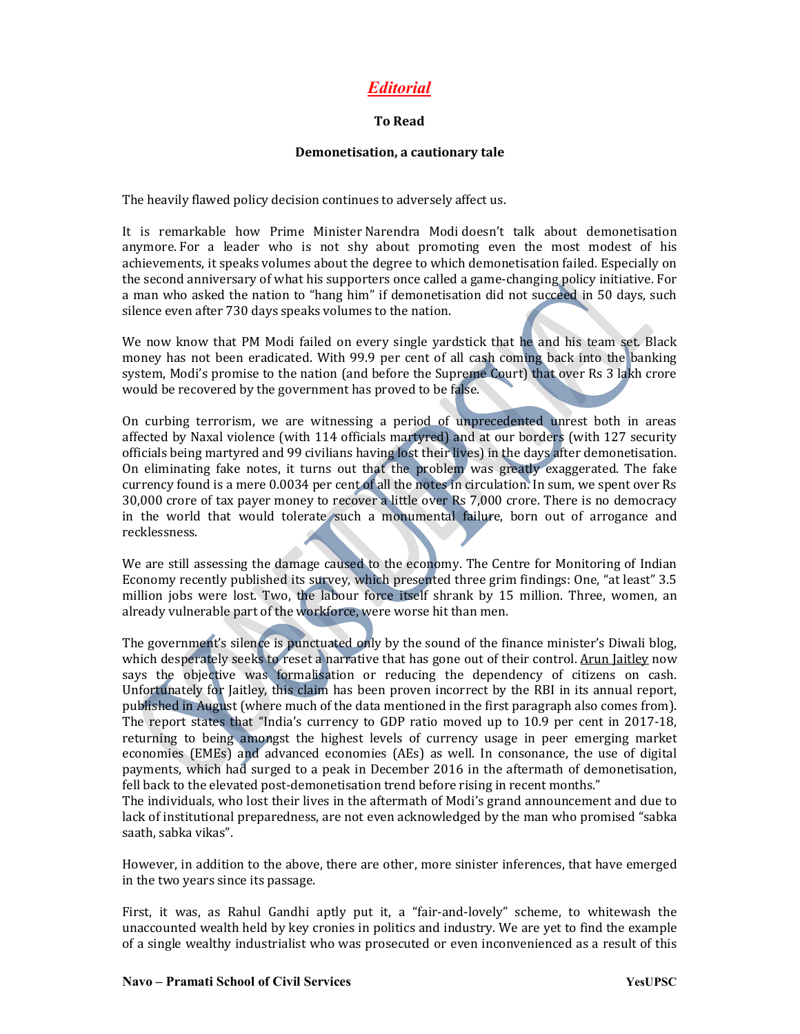# *Editorial*

**To Read**

**Demonetisation, a cautionary tale**

The heavily flawed policy decision continues to adversely affect us.

It is remarkable how Prime Minister Narendra Modi doesn't talk about demonetisation anymore. For a leader who is not shy about promoting even the most modest of his achievements, it speaks volumes about the degree to which demonetisation failed. Especially on the second anniversary of what his supporters once called a game-changing policy initiative. For a man who asked the nation to "hang him" if demonetisation did not succeed in 50 days, such silence even after 730 days speaks volumes to the nation.

We now know that PM Modi failed on every single yardstick that he and his team set. Black money has not been eradicated. With 99.9 per cent of all cash coming back into the banking system, Modi's promise to the nation (and before the Supreme Court) that over Rs 3 lakh crore would be recovered by the government has proved to be false.

On curbing terrorism, we are witnessing a period of unprecedented unrest both in areas affected by Naxal violence (with 114 officials martyred) and at our borders (with 127 security officials being martyred and 99 civilians having lost their lives) in the days after demonetisation. On eliminating fake notes, it turns out that the problem was greatly exaggerated. The fake currency found is a mere 0.0034 per cent of all the notes in circulation. In sum, we spent over Rs 30,000 crore of tax payer money to recover a little over Rs 7,000 crore. There is no democracy in the world that would tolerate such a monumental failure, born out of arrogance and recklessness.

We are still assessing the damage caused to the economy. The Centre for Monitoring of Indian Economy recently published its survey, which presented three grim findings: One, "at least" 3.5 million jobs were lost. Two, the labour force itself shrank by 15 million. Three, women, an already vulnerable part of the workforce, were worse hit than men.

The government's silence is punctuated only by the sound of the finance minister's Diwali blog, which desperately seeks to reset a narrative that has gone out of their control. Arun Jaitley now says the objective was formalisation or reducing the dependency of citizens on cash. Unfortunately for Jaitley, this claim has been proven incorrect by the RBI in its annual report, published in August (where much of the data mentioned in the first paragraph also comes from). The report states that "India's currency to GDP ratio moved up to 10.9 per cent in 2017-18, returning to being amongst the highest levels of currency usage in peer emerging market economies (EMEs) and advanced economies (AEs) as well. In consonance, the use of digital payments, which had surged to a peak in December 2016 in the aftermath of demonetisation, fell back to the elevated post-demonetisation trend before rising in recent months."

The individuals, who lost their lives in the aftermath of Modi's grand announcement and due to lack of institutional preparedness, are not even acknowledged by the man who promised "sabka saath, sabka vikas".

However, in addition to the above, there are other, more sinister inferences, that have emerged in the two years since its passage.

First, it was, as Rahul Gandhi aptly put it, a "fair-and-lovely" scheme, to whitewash the unaccounted wealth held by key cronies in politics and industry. We are yet to find the example of a single wealthy industrialist who was prosecuted or even inconvenienced as a result of this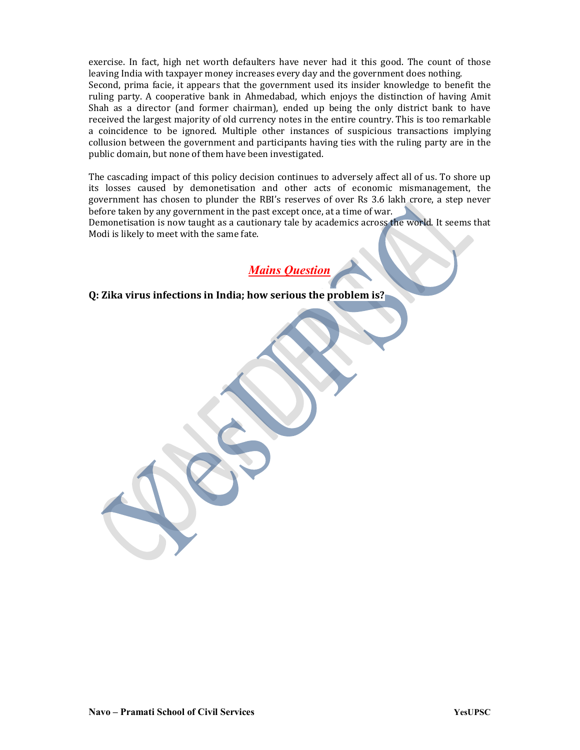exercise. In fact, high net worth defaulters have never had it this good. The count of those leaving India with taxpayer money increases every day and the government does nothing.

Second, prima facie, it appears that the government used its insider knowledge to benefit the ruling party. A cooperative bank in Ahmedabad, which enjoys the distinction of having Amit Shah as a director (and former chairman), ended up being the only district bank to have received the largest majority of old currency notes in the entire country. This is too remarkable a coincidence to be ignored. Multiple other instances of suspicious transactions implying collusion between the government and participants having ties with the ruling party are in the public domain, but none of them have been investigated.

The cascading impact of this policy decision continues to adversely affect all of us. To shore up its losses caused by demonetisation and other acts of economic mismanagement, the government has chosen to plunder the RBI's reserves of over Rs 3.6 lakh crore, a step never before taken by any government in the past except once, at a time of war.

Demonetisation is now taught as a cautionary tale by academics across the world. It seems that Modi is likely to meet with the same fate.

## *Mains Question*

**Q: Zika virus infections in India; how serious the problem is?**